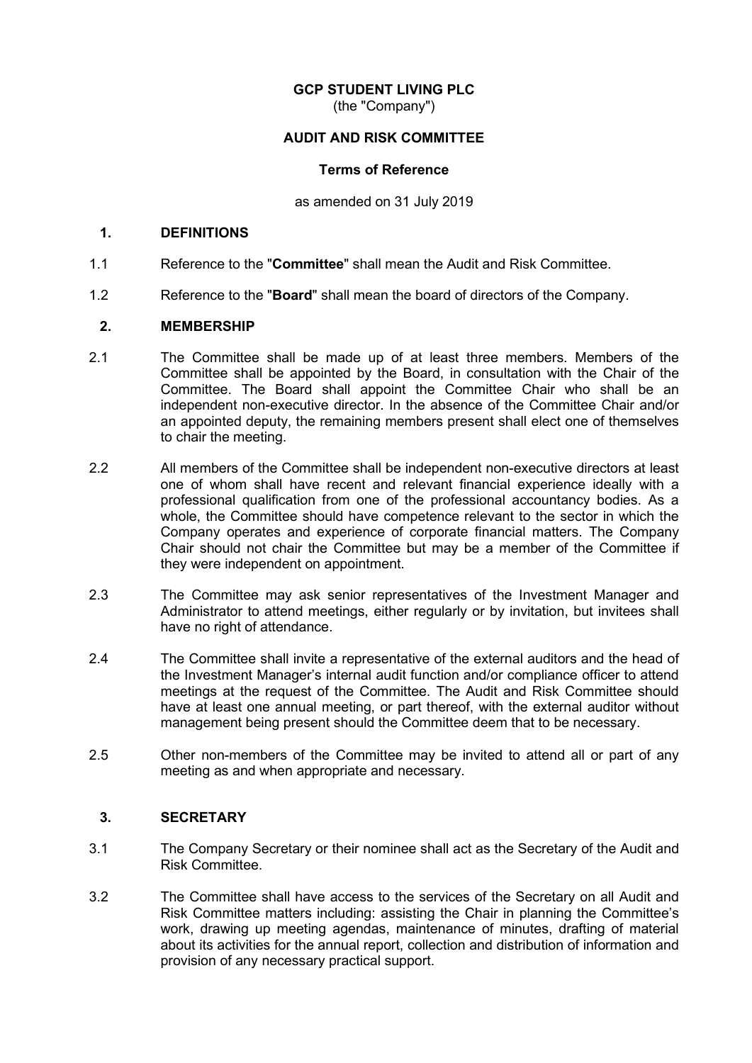**GCP STUDENT LIVING PLC**

(the "Company")

**AUDIT AND RISK COMMITTEE**

**Terms of Reference**

as amended on 31 July 2019

## 1. DEFINITIONS

1.1 Reference to the "**Committee**" shall mean the Audit and Risk Committee.

1.2 Reference to the "**Board**" shall mean the board of directors of the Company.

## 2. MEMBERSHIP

2.1 The Committee shall be made up of at least three members. Members of the Committee shall be appointed by the Board, in consultation with the Chair of the Committee. The Board shall appoint the Committee Chair who shall be an independent non-executive director. In the absence of the Committee Chair and/or an appointed deputy, the remaining members present shall elect one of themselves to chair the meeting.

2.2 All members of the Committee shall be independent non-executive directors at least one of whom shall have recent and relevant financial experience ideally with a professional qualification from one of the professional accountancy bodies. As a whole, the Committee should have competence relevant to the sector in which the Company operates and experience of corporate financial matters. The Company Chair should not chair the Committee but may be a member of the Committee if they were independent on appointment.

2.3 The Committee may ask senior representatives of the Investment Manager and Administrator to attend meetings, either regularly or by invitation, but invitees shall have no right of attendance.

2.4 The Committee shall invite a representative of the external auditors and the head of the Investment Manager's internal audit function and/or compliance officer to attend meetings at the request of the Committee. The Audit and Risk Committee should have at least one annual meeting, or part thereof, with the external auditor without management being present should the Committee deem that to be necessary.

2.5 Other non-members of the Committee may be invited to attend all or part of any meeting as and when appropriate and necessary.

## 3. SECRETARY

3.1 The Company Secretary or their nominee shall act as the Secretary of the Audit and Risk Committee.

3.2 The Committee shall have access to the services of the Secretary on all Audit and Risk Committee matters including: assisting the Chair in planning the Committee's work, drawing up meeting agendas, maintenance of minutes, drafting of material about its activities for the annual report, collection and distribution of information and provision of any necessary practical support.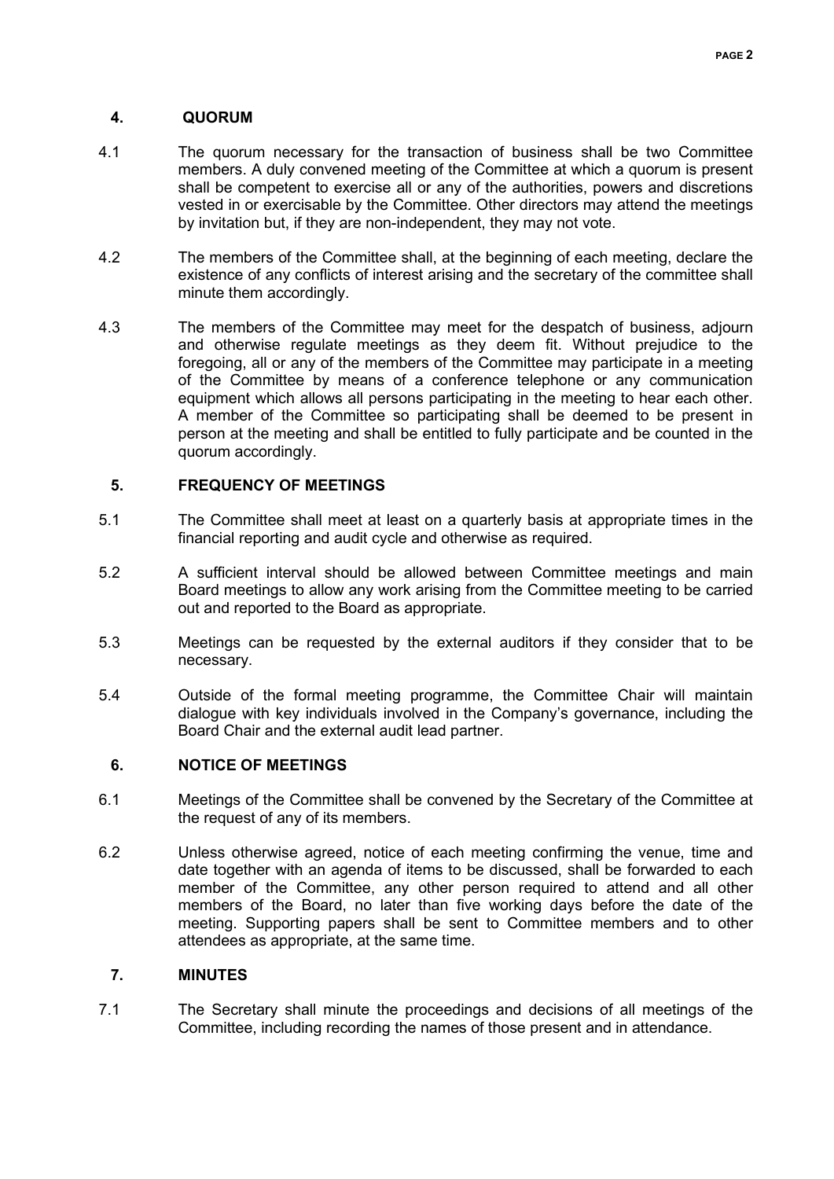## 4. QUORUM

4.1 The quorum necessary for the transaction of business shall be two Committee members. A duly convened meeting of the Committee at which a quorum is present shall be competent to exercise all or any of the authorities, powers and discretions vested in or exercisable by the Committee. Other directors may attend the meetings by invitation but, if they are non-independent, they may not vote.

4.2 The members of the Committee shall, at the beginning of each meeting, declare the existence of any conflicts of interest arising and the secretary of the committee shall minute them accordingly.

4.3 The members of the Committee may meet for the despatch of business, adjourn and otherwise regulate meetings as they deem fit. Without prejudice to the foregoing, all or any of the members of the Committee may participate in a meeting of the Committee by means of a conference telephone or any communication equipment which allows all persons participating in the meeting to hear each other. A member of the Committee so participating shall be deemed to be present in person at the meeting and shall be entitled to fully participate and be counted in the quorum accordingly.

## 5. FREQUENCY OF MEETINGS

5.1 The Committee shall meet at least on a quarterly basis at appropriate times in the financial reporting and audit cycle and otherwise as required.

5.2 A sufficient interval should be allowed between Committee meetings and main Board meetings to allow any work arising from the Committee meeting to be carried out and reported to the Board as appropriate.

5.3 Meetings can be requested by the external auditors if they consider that to be necessary.

5.4 Outside of the formal meeting programme, the Committee Chair will maintain dialogue with key individuals involved in the Company's governance, including the Board Chair and the external audit lead partner.

## 6. NOTICE OF MEETINGS

6.1 Meetings of the Committee shall be convened by the Secretary of the Committee at the request of any of its members.

6.2 Unless otherwise agreed, notice of each meeting confirming the venue, time and date together with an agenda of items to be discussed, shall be forwarded to each member of the Committee, any other person required to attend and all other members of the Board, no later than five working days before the date of the meeting. Supporting papers shall be sent to Committee members and to other attendees as appropriate, at the same time.

## 7. MINUTES

7.1 The Secretary shall minute the proceedings and decisions of all meetings of the Committee, including recording the names of those present and in attendance.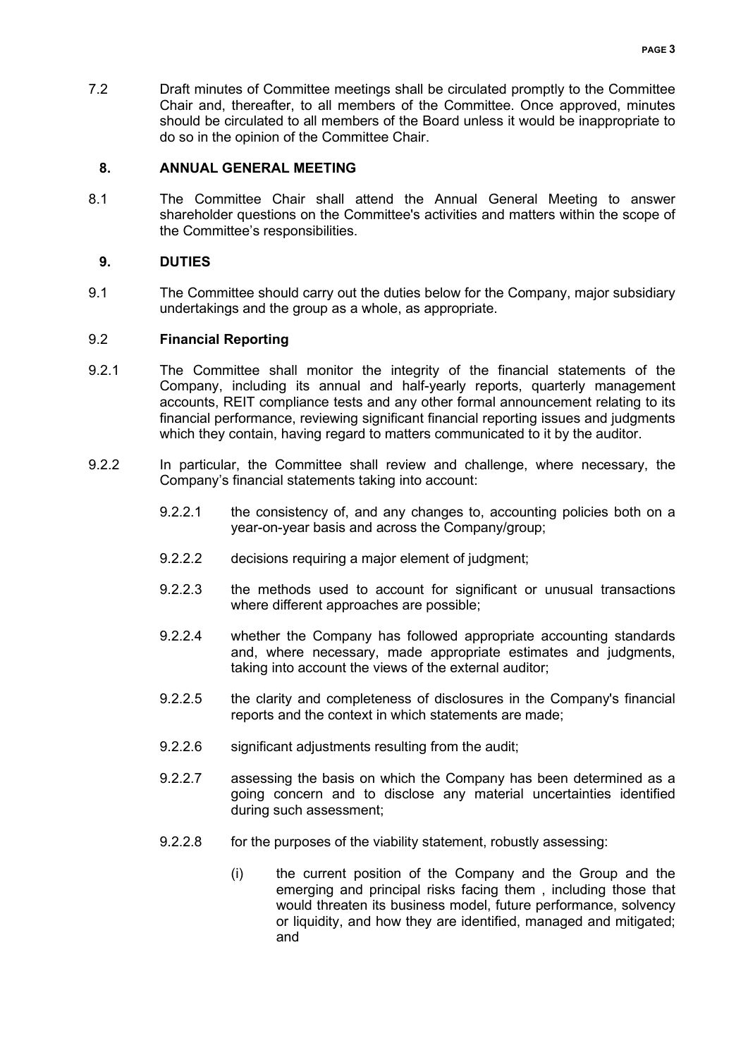7.2 Draft minutes of Committee meetings shall be circulated promptly to the Committee Chair and, thereafter, to all members of the Committee. Once approved, minutes should be circulated to all members of the Board unless it would be inappropriate to do so in the opinion of the Committee Chair.

## 8. ANNUAL GENERAL MEETING

8.1 The Committee Chair shall attend the Annual General Meeting to answer shareholder questions on the Committee's activities and matters within the scope of the Committee's responsibilities.

## 9. DUTIES

9.1 The Committee should carry out the duties below for the Company, major subsidiary undertakings and the group as a whole, as appropriate.

### 9.2 Financial Reporting

9.2.1 The Committee shall monitor the integrity of the financial statements of the Company, including its annual and half-yearly reports, quarterly management accounts, REIT compliance tests and any other formal announcement relating to its financial performance, reviewing significant financial reporting issues and judgments which they contain, having regard to matters communicated to it by the auditor.

9.2.2 In particular, the Committee shall review and challenge, where necessary, the Company's financial statements taking into account:

- 9.2.2.1 the consistency of, and any changes to, accounting policies both on a year-on-year basis and across the Company/group;
- 9.2.2.2 decisions requiring a major element of judgment;
- 9.2.2.3 the methods used to account for significant or unusual transactions where different approaches are possible;
- 9.2.2.4 whether the Company has followed appropriate accounting standards and, where necessary, made appropriate estimates and judgments, taking into account the views of the external auditor;
- 9.2.2.5 the clarity and completeness of disclosures in the Company's financial reports and the context in which statements are made;
- 9.2.2.6 significant adjustments resulting from the audit;
- 9.2.2.7 assessing the basis on which the Company has been determined as a going concern and to disclose any material uncertainties identified during such assessment;
- 9.2.2.8 for the purposes of the viability statement, robustly assessing:
  - (i) the current position of the Company and the Group and the emerging and principal risks facing them , including those that would threaten its business model, future performance, solvency or liquidity, and how they are identified, managed and mitigated; and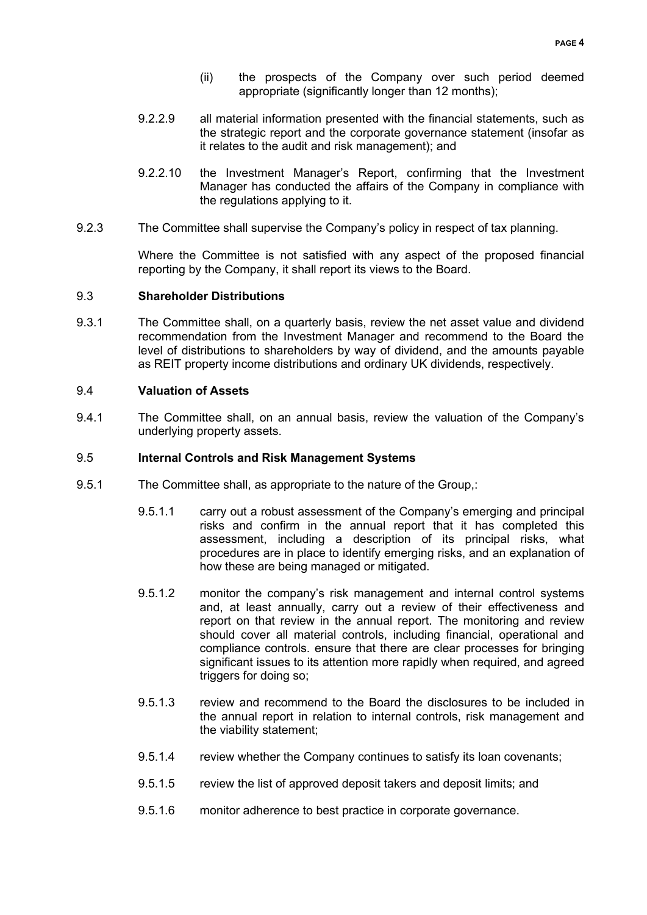(ii) the prospects of the Company over such period deemed appropriate (significantly longer than 12 months);

9.2.2.9 all material information presented with the financial statements, such as the strategic report and the corporate governance statement (insofar as it relates to the audit and risk management); and

9.2.2.10 the Investment Manager's Report, confirming that the Investment Manager has conducted the affairs of the Company in compliance with the regulations applying to it.

9.2.3 The Committee shall supervise the Company's policy in respect of tax planning.

Where the Committee is not satisfied with any aspect of the proposed financial reporting by the Company, it shall report its views to the Board.

### 9.3 Shareholder Distributions

9.3.1 The Committee shall, on a quarterly basis, review the net asset value and dividend recommendation from the Investment Manager and recommend to the Board the level of distributions to shareholders by way of dividend, and the amounts payable as REIT property income distributions and ordinary UK dividends, respectively.

### 9.4 Valuation of Assets

9.4.1 The Committee shall, on an annual basis, review the valuation of the Company's underlying property assets.

### 9.5 Internal Controls and Risk Management Systems

9.5.1 The Committee shall, as appropriate to the nature of the Group,:

9.5.1.1 carry out a robust assessment of the Company's emerging and principal risks and confirm in the annual report that it has completed this assessment, including a description of its principal risks, what procedures are in place to identify emerging risks, and an explanation of how these are being managed or mitigated.

9.5.1.2 monitor the company's risk management and internal control systems and, at least annually, carry out a review of their effectiveness and report on that review in the annual report. The monitoring and review should cover all material controls, including financial, operational and compliance controls. ensure that there are clear processes for bringing significant issues to its attention more rapidly when required, and agreed triggers for doing so;

9.5.1.3 review and recommend to the Board the disclosures to be included in the annual report in relation to internal controls, risk management and the viability statement;

9.5.1.4 review whether the Company continues to satisfy its loan covenants;

9.5.1.5 review the list of approved deposit takers and deposit limits; and

9.5.1.6 monitor adherence to best practice in corporate governance.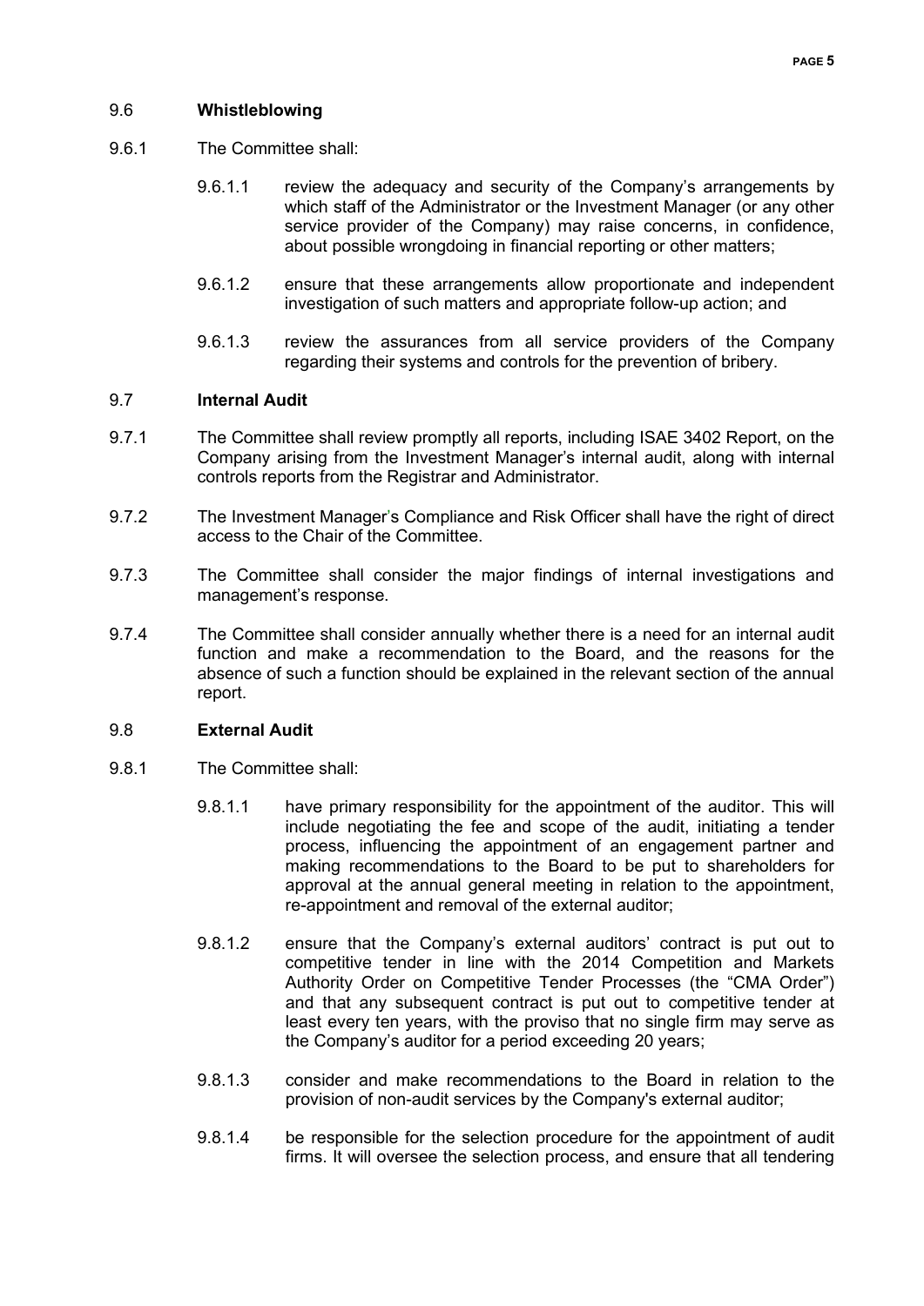## 9.6 **Whistleblowing**

9.6.1 The Committee shall:

9.6.1.1 review the adequacy and security of the Company's arrangements by which staff of the Administrator or the Investment Manager (or any other service provider of the Company) may raise concerns, in confidence, about possible wrongdoing in financial reporting or other matters;

9.6.1.2 ensure that these arrangements allow proportionate and independent investigation of such matters and appropriate follow-up action; and

9.6.1.3 review the assurances from all service providers of the Company regarding their systems and controls for the prevention of bribery.

## 9.7 **Internal Audit**

9.7.1 The Committee shall review promptly all reports, including ISAE 3402 Report, on the Company arising from the Investment Manager's internal audit, along with internal controls reports from the Registrar and Administrator.

9.7.2 The Investment Manager's Compliance and Risk Officer shall have the right of direct access to the Chair of the Committee.

9.7.3 The Committee shall consider the major findings of internal investigations and management's response.

9.7.4 The Committee shall consider annually whether there is a need for an internal audit function and make a recommendation to the Board, and the reasons for the absence of such a function should be explained in the relevant section of the annual report.

## 9.8 **External Audit**

9.8.1 The Committee shall:

9.8.1.1 have primary responsibility for the appointment of the auditor. This will include negotiating the fee and scope of the audit, initiating a tender process, influencing the appointment of an engagement partner and making recommendations to the Board to be put to shareholders for approval at the annual general meeting in relation to the appointment, re-appointment and removal of the external auditor;

9.8.1.2 ensure that the Company's external auditors' contract is put out to competitive tender in line with the 2014 Competition and Markets Authority Order on Competitive Tender Processes (the "CMA Order") and that any subsequent contract is put out to competitive tender at least every ten years, with the proviso that no single firm may serve as the Company's auditor for a period exceeding 20 years;

9.8.1.3 consider and make recommendations to the Board in relation to the provision of non-audit services by the Company's external auditor;

9.8.1.4 be responsible for the selection procedure for the appointment of audit firms. It will oversee the selection process, and ensure that all tendering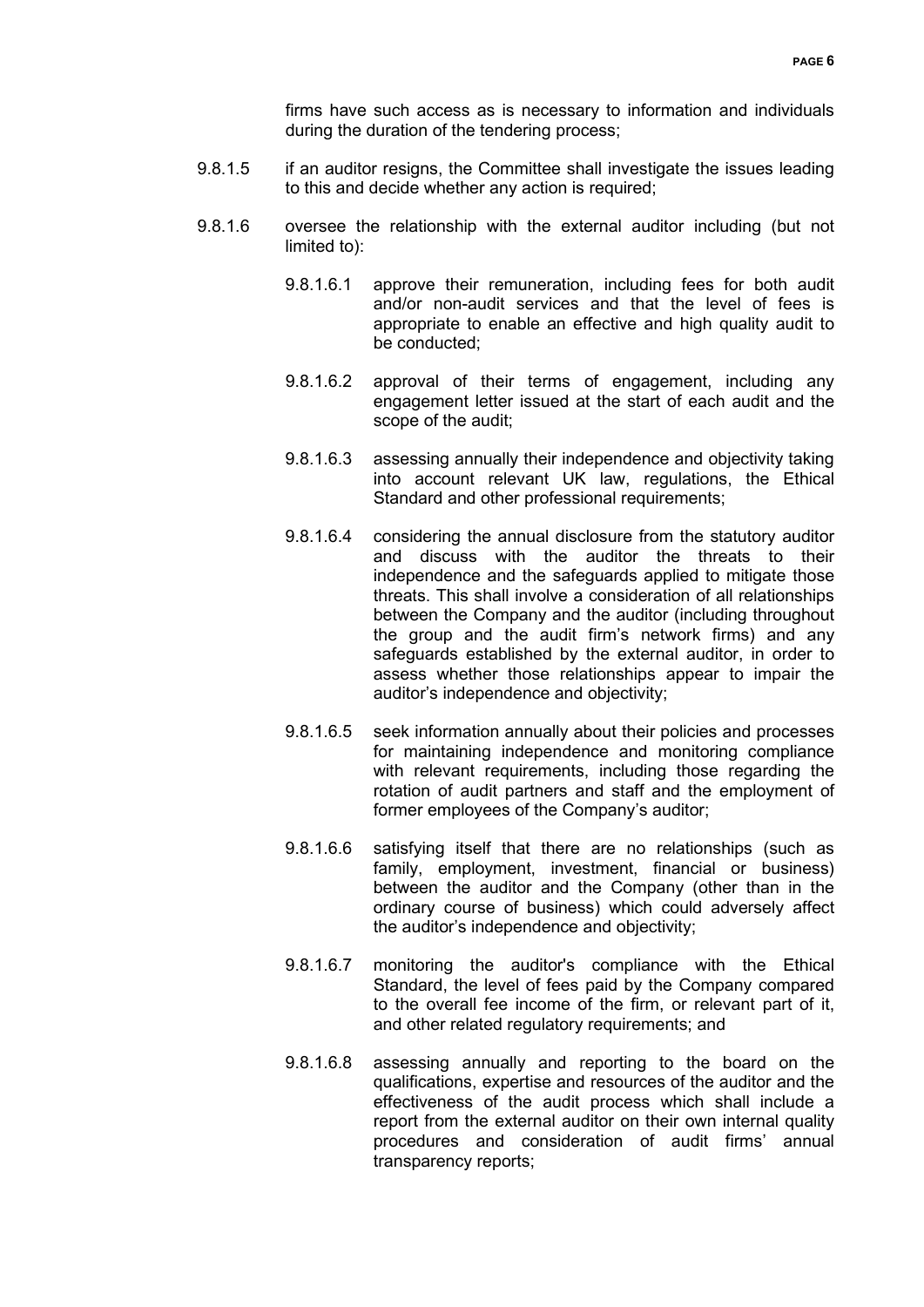firms have such access as is necessary to information and individuals during the duration of the tendering process;

9.8.1.5 if an auditor resigns, the Committee shall investigate the issues leading to this and decide whether any action is required;

9.8.1.6 oversee the relationship with the external auditor including (but not limited to):

9.8.1.6.1 approve their remuneration, including fees for both audit and/or non-audit services and that the level of fees is appropriate to enable an effective and high quality audit to be conducted;

9.8.1.6.2 approval of their terms of engagement, including any engagement letter issued at the start of each audit and the scope of the audit;

9.8.1.6.3 assessing annually their independence and objectivity taking into account relevant UK law, regulations, the Ethical Standard and other professional requirements;

9.8.1.6.4 considering the annual disclosure from the statutory auditor and discuss with the auditor the threats to their independence and the safeguards applied to mitigate those threats. This shall involve a consideration of all relationships between the Company and the auditor (including throughout the group and the audit firm's network firms) and any safeguards established by the external auditor, in order to assess whether those relationships appear to impair the auditor's independence and objectivity;

9.8.1.6.5 seek information annually about their policies and processes for maintaining independence and monitoring compliance with relevant requirements, including those regarding the rotation of audit partners and staff and the employment of former employees of the Company's auditor;

9.8.1.6.6 satisfying itself that there are no relationships (such as family, employment, investment, financial or business) between the auditor and the Company (other than in the ordinary course of business) which could adversely affect the auditor's independence and objectivity;

9.8.1.6.7 monitoring the auditor's compliance with the Ethical Standard, the level of fees paid by the Company compared to the overall fee income of the firm, or relevant part of it, and other related regulatory requirements; and

9.8.1.6.8 assessing annually and reporting to the board on the qualifications, expertise and resources of the auditor and the effectiveness of the audit process which shall include a report from the external auditor on their own internal quality procedures and consideration of audit firms' annual transparency reports;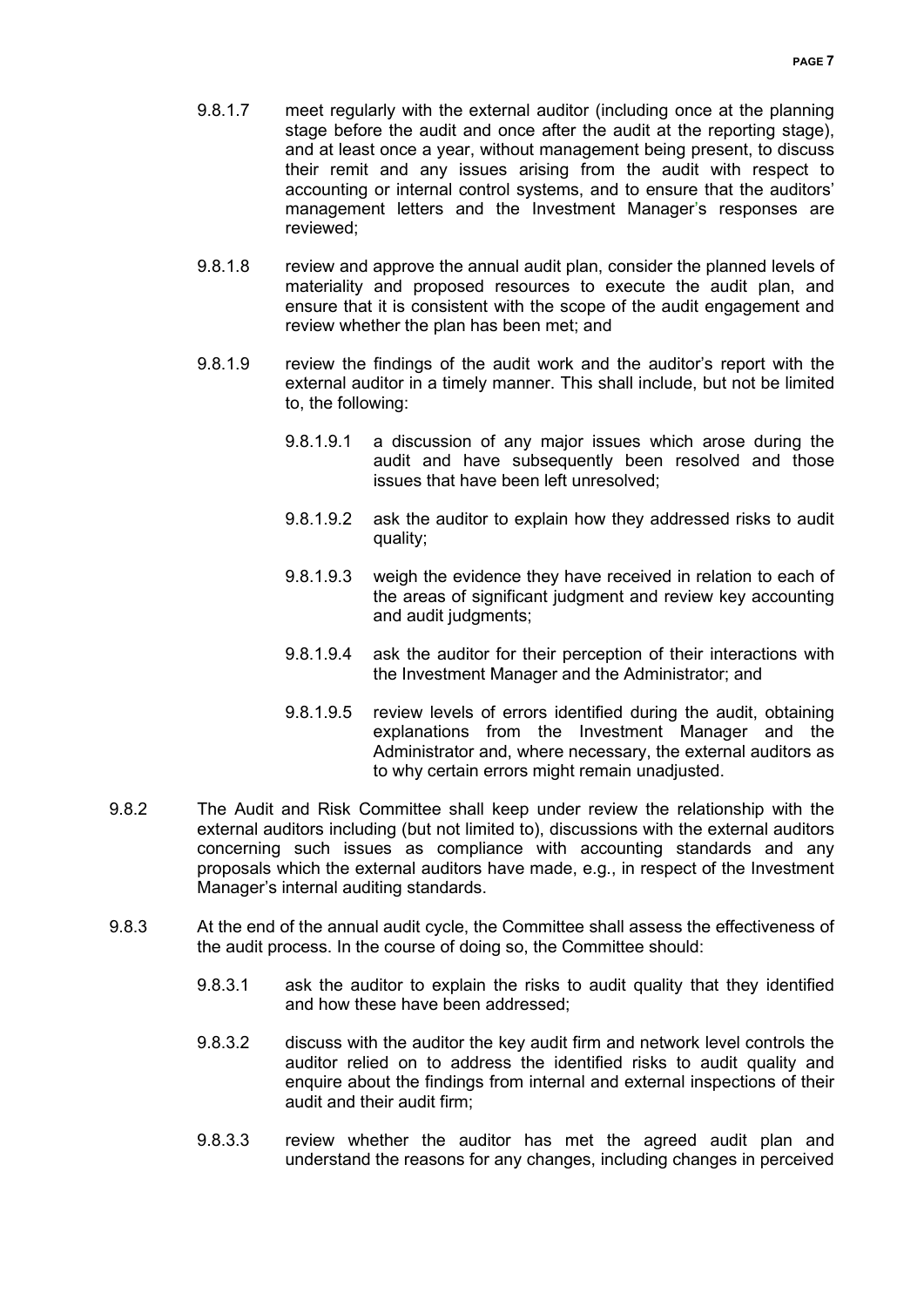9.8.1.7 meet regularly with the external auditor (including once at the planning stage before the audit and once after the audit at the reporting stage), and at least once a year, without management being present, to discuss their remit and any issues arising from the audit with respect to accounting or internal control systems, and to ensure that the auditors' management letters and the Investment Manager's responses are reviewed;

9.8.1.8 review and approve the annual audit plan, consider the planned levels of materiality and proposed resources to execute the audit plan, and ensure that it is consistent with the scope of the audit engagement and review whether the plan has been met; and

9.8.1.9 review the findings of the audit work and the auditor's report with the external auditor in a timely manner. This shall include, but not be limited to, the following:

9.8.1.9.1 a discussion of any major issues which arose during the audit and have subsequently been resolved and those issues that have been left unresolved;

9.8.1.9.2 ask the auditor to explain how they addressed risks to audit quality;

9.8.1.9.3 weigh the evidence they have received in relation to each of the areas of significant judgment and review key accounting and audit judgments;

9.8.1.9.4 ask the auditor for their perception of their interactions with the Investment Manager and the Administrator; and

9.8.1.9.5 review levels of errors identified during the audit, obtaining explanations from the Investment Manager and the Administrator and, where necessary, the external auditors as to why certain errors might remain unadjusted.

9.8.2 The Audit and Risk Committee shall keep under review the relationship with the external auditors including (but not limited to), discussions with the external auditors concerning such issues as compliance with accounting standards and any proposals which the external auditors have made, e.g., in respect of the Investment Manager's internal auditing standards.

9.8.3 At the end of the annual audit cycle, the Committee shall assess the effectiveness of the audit process. In the course of doing so, the Committee should:

9.8.3.1 ask the auditor to explain the risks to audit quality that they identified and how these have been addressed;

9.8.3.2 discuss with the auditor the key audit firm and network level controls the auditor relied on to address the identified risks to audit quality and enquire about the findings from internal and external inspections of their audit and their audit firm;

9.8.3.3 review whether the auditor has met the agreed audit plan and understand the reasons for any changes, including changes in perceived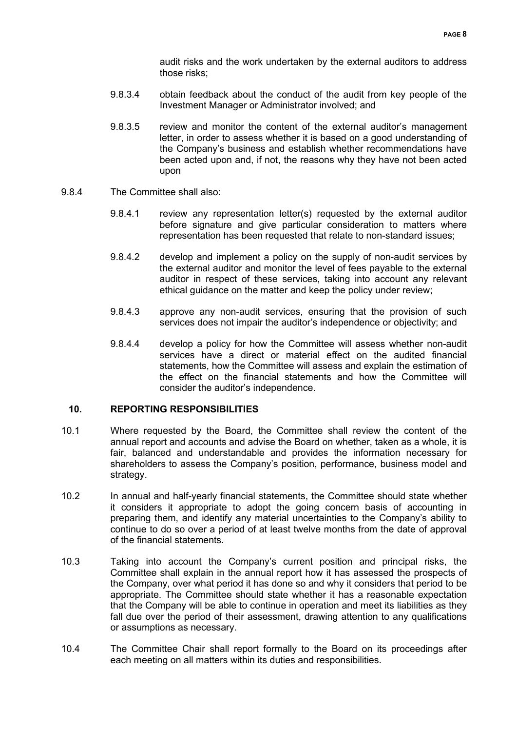audit risks and the work undertaken by the external auditors to address those risks;

9.8.3.4 obtain feedback about the conduct of the audit from key people of the Investment Manager or Administrator involved; and

9.8.3.5 review and monitor the content of the external auditor's management letter, in order to assess whether it is based on a good understanding of the Company's business and establish whether recommendations have been acted upon and, if not, the reasons why they have not been acted upon

9.8.4 The Committee shall also:

9.8.4.1 review any representation letter(s) requested by the external auditor before signature and give particular consideration to matters where representation has been requested that relate to non-standard issues;

9.8.4.2 develop and implement a policy on the supply of non-audit services by the external auditor and monitor the level of fees payable to the external auditor in respect of these services, taking into account any relevant ethical guidance on the matter and keep the policy under review;

9.8.4.3 approve any non-audit services, ensuring that the provision of such services does not impair the auditor's independence or objectivity; and

9.8.4.4 develop a policy for how the Committee will assess whether non-audit services have a direct or material effect on the audited financial statements, how the Committee will assess and explain the estimation of the effect on the financial statements and how the Committee will consider the auditor's independence.

## 10. REPORTING RESPONSIBILITIES

10.1 Where requested by the Board, the Committee shall review the content of the annual report and accounts and advise the Board on whether, taken as a whole, it is fair, balanced and understandable and provides the information necessary for shareholders to assess the Company's position, performance, business model and strategy.

10.2 In annual and half-yearly financial statements, the Committee should state whether it considers it appropriate to adopt the going concern basis of accounting in preparing them, and identify any material uncertainties to the Company's ability to continue to do so over a period of at least twelve months from the date of approval of the financial statements.

10.3 Taking into account the Company's current position and principal risks, the Committee shall explain in the annual report how it has assessed the prospects of the Company, over what period it has done so and why it considers that period to be appropriate. The Committee should state whether it has a reasonable expectation that the Company will be able to continue in operation and meet its liabilities as they fall due over the period of their assessment, drawing attention to any qualifications or assumptions as necessary.

10.4 The Committee Chair shall report formally to the Board on its proceedings after each meeting on all matters within its duties and responsibilities.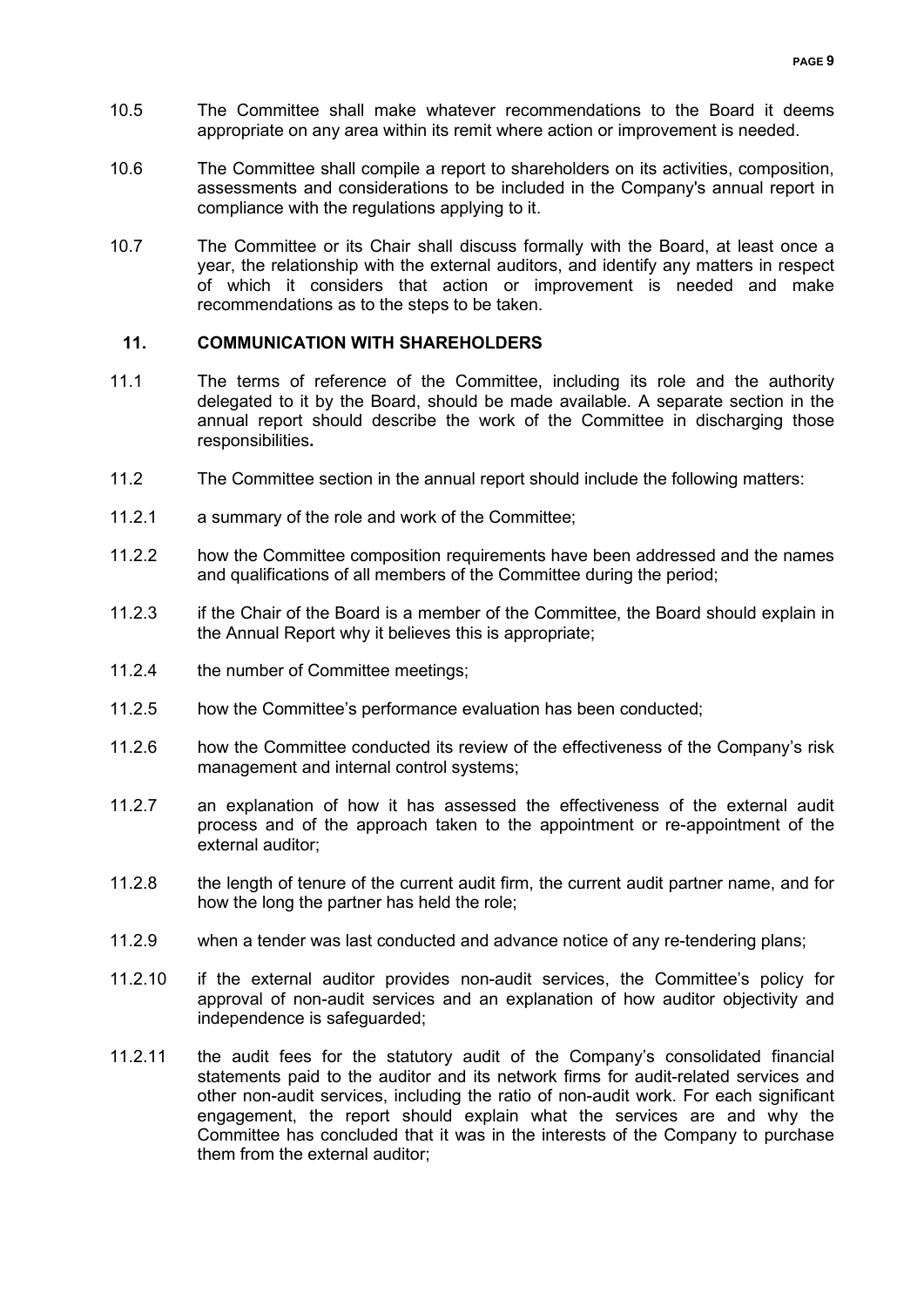10.5 The Committee shall make whatever recommendations to the Board it deems appropriate on any area within its remit where action or improvement is needed.

10.6 The Committee shall compile a report to shareholders on its activities, composition, assessments and considerations to be included in the Company's annual report in compliance with the regulations applying to it.

10.7 The Committee or its Chair shall discuss formally with the Board, at least once a year, the relationship with the external auditors, and identify any matters in respect of which it considers that action or improvement is needed and make recommendations as to the steps to be taken.

## 11. COMMUNICATION WITH SHAREHOLDERS

11.1 The terms of reference of the Committee, including its role and the authority delegated to it by the Board, should be made available. A separate section in the annual report should describe the work of the Committee in discharging those responsibilities**.**

11.2 The Committee section in the annual report should include the following matters:

11.2.1 a summary of the role and work of the Committee;

11.2.2 how the Committee composition requirements have been addressed and the names and qualifications of all members of the Committee during the period;

11.2.3 if the Chair of the Board is a member of the Committee, the Board should explain in the Annual Report why it believes this is appropriate;

11.2.4 the number of Committee meetings;

11.2.5 how the Committee's performance evaluation has been conducted;

11.2.6 how the Committee conducted its review of the effectiveness of the Company's risk management and internal control systems;

11.2.7 an explanation of how it has assessed the effectiveness of the external audit process and of the approach taken to the appointment or re-appointment of the external auditor;

11.2.8 the length of tenure of the current audit firm, the current audit partner name, and for how the long the partner has held the role;

11.2.9 when a tender was last conducted and advance notice of any re-tendering plans;

11.2.10 if the external auditor provides non-audit services, the Committee's policy for approval of non-audit services and an explanation of how auditor objectivity and independence is safeguarded;

11.2.11 the audit fees for the statutory audit of the Company's consolidated financial statements paid to the auditor and its network firms for audit-related services and other non-audit services, including the ratio of non-audit work. For each significant engagement, the report should explain what the services are and why the Committee has concluded that it was in the interests of the Company to purchase them from the external auditor;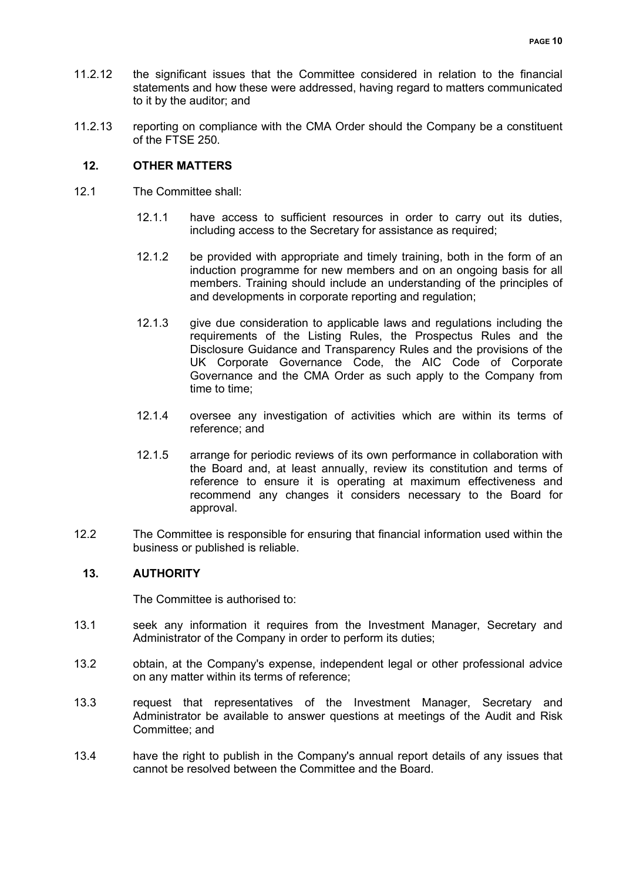11.2.12 the significant issues that the Committee considered in relation to the financial statements and how these were addressed, having regard to matters communicated to it by the auditor; and

11.2.13 reporting on compliance with the CMA Order should the Company be a constituent of the FTSE 250.

## 12. OTHER MATTERS

12.1 The Committee shall:

12.1.1 have access to sufficient resources in order to carry out its duties, including access to the Secretary for assistance as required;

12.1.2 be provided with appropriate and timely training, both in the form of an induction programme for new members and on an ongoing basis for all members. Training should include an understanding of the principles of and developments in corporate reporting and regulation;

12.1.3 give due consideration to applicable laws and regulations including the requirements of the Listing Rules, the Prospectus Rules and the Disclosure Guidance and Transparency Rules and the provisions of the UK Corporate Governance Code, the AIC Code of Corporate Governance and the CMA Order as such apply to the Company from time to time;

12.1.4 oversee any investigation of activities which are within its terms of reference; and

12.1.5 arrange for periodic reviews of its own performance in collaboration with the Board and, at least annually, review its constitution and terms of reference to ensure it is operating at maximum effectiveness and recommend any changes it considers necessary to the Board for approval.

12.2 The Committee is responsible for ensuring that financial information used within the business or published is reliable.

## 13. AUTHORITY

The Committee is authorised to:

13.1 seek any information it requires from the Investment Manager, Secretary and Administrator of the Company in order to perform its duties;

13.2 obtain, at the Company's expense, independent legal or other professional advice on any matter within its terms of reference;

13.3 request that representatives of the Investment Manager, Secretary and Administrator be available to answer questions at meetings of the Audit and Risk Committee; and

13.4 have the right to publish in the Company's annual report details of any issues that cannot be resolved between the Committee and the Board.